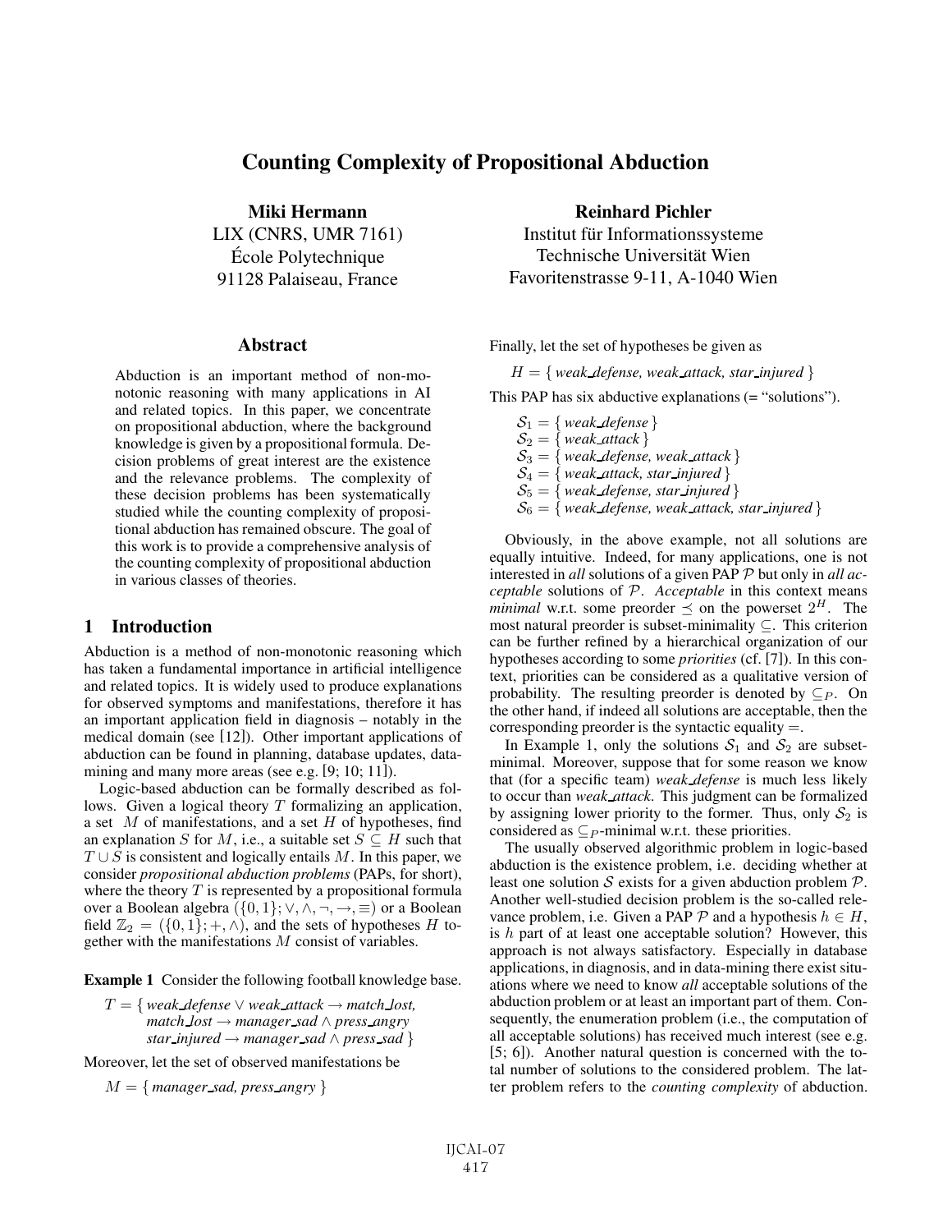# Counting Complexity of Propositional Abduction

**Miki Hermann**
LIX (CNRS, UMR 7161)
École Polytechnique
91128 Palaiseau, France

**Reinhard Pichler**
Institut für Informationssysteme
Technische Universität Wien
Favoritenstrasse 9-11, A-1040 Wien

## Abstract

Abduction is an important method of non-monotonic reasoning with many applications in AI and related topics. In this paper, we concentrate on propositional abduction, where the background knowledge is given by a propositional formula. Decision problems of great interest are the existence and the relevance problems. The complexity of these decision problems has been systematically studied while the counting complexity of propositional abduction has remained obscure. The goal of this work is to provide a comprehensive analysis of the counting complexity of propositional abduction in various classes of theories.

## 1 Introduction

Abduction is a method of non-monotonic reasoning which has taken a fundamental importance in artificial intelligence and related topics. It is widely used to produce explanations for observed symptoms and manifestations, therefore it has an important application field in diagnosis – notably in the medical domain (see [12]). Other important applications of abduction can be found in planning, database updates, datamining and many more areas (see e.g. [9; 10; 11]).

Logic-based abduction can be formally described as follows. Given a logical theory $T$ formalizing an application, a set $M$ of manifestations, and a set $H$ of hypotheses, find an explanation $S$ for $M$, i.e., a suitable set $S \subseteq H$ such that $T \cup S$ is consistent and logically entails $M$. In this paper, we consider *propositional abduction problems* (PAPs, for short), where the theory $T$ is represented by a propositional formula over a Boolean algebra $(\{0,1\}; \vee, \wedge, \neg, \rightarrow, \equiv)$ or a Boolean field $\mathbb{Z}_2 = (\{0,1\}; +, \wedge)$, and the sets of hypotheses $H$ together with the manifestations $M$ consist of variables.

**Example 1** Consider the following football knowledge base.

$$T = \{\, \textit{weak\_defense} \vee \textit{weak\_attack} \rightarrow \textit{match\_lost}, \; \textit{match\_lost} \rightarrow \textit{manager\_sad} \wedge \textit{press\_angry} \; \textit{star\_injured} \rightarrow \textit{manager\_sad} \wedge \textit{press\_sad} \,\}$$

Moreover, let the set of observed manifestations be

$$M = \{\, \textit{manager\_sad}, \textit{press\_angry} \,\}$$

Finally, let the set of hypotheses be given as

$$H = \{\, \textit{weak\_defense}, \textit{weak\_attack}, \textit{star\_injured} \,\}$$

This PAP has six abductive explanations (= "solutions").

$\mathcal{S}_1 = \{\, \textit{weak\_defense} \,\}$
$\mathcal{S}_2 = \{\, \textit{weak\_attack} \,\}$
$\mathcal{S}_3 = \{\, \textit{weak\_defense}, \textit{weak\_attack} \,\}$
$\mathcal{S}_4 = \{\, \textit{weak\_attack}, \textit{star\_injured} \,\}$
$\mathcal{S}_5 = \{\, \textit{weak\_defense}, \textit{star\_injured} \,\}$
$\mathcal{S}_6 = \{\, \textit{weak\_defense}, \textit{weak\_attack}, \textit{star\_injured} \,\}$

Obviously, in the above example, not all solutions are equally intuitive. Indeed, for many applications, one is not interested in *all* solutions of a given PAP $\mathcal{P}$ but only in *all acceptable* solutions of $\mathcal{P}$. *Acceptable* in this context means *minimal* w.r.t. some preorder $\preceq$ on the powerset $2^H$. The most natural preorder is subset-minimality $\subseteq$. This criterion can be further refined by a hierarchical organization of our hypotheses according to some *priorities* (cf. [7]). In this context, priorities can be considered as a qualitative version of probability. The resulting preorder is denoted by $\subseteq_P$. On the other hand, if indeed all solutions are acceptable, then the corresponding preorder is the syntactic equality $=$.

In Example 1, only the solutions $\mathcal{S}_1$ and $\mathcal{S}_2$ are subset-minimal. Moreover, suppose that for some reason we know that (for a specific team) *weak_defense* is much less likely to occur than *weak_attack*. This judgment can be formalized by assigning lower priority to the former. Thus, only $\mathcal{S}_2$ is considered as $\subseteq_P$-minimal w.r.t. these priorities.

The usually observed algorithmic problem in logic-based abduction is the existence problem, i.e. deciding whether at least one solution $\mathcal{S}$ exists for a given abduction problem $\mathcal{P}$. Another well-studied decision problem is the so-called relevance problem, i.e. Given a PAP $\mathcal{P}$ and a hypothesis $h \in H$, is $h$ part of at least one acceptable solution? However, this approach is not always satisfactory. Especially in database applications, in diagnosis, and in data-mining there exist situations where we need to know *all* acceptable solutions of the abduction problem or at least an important part of them. Consequently, the enumeration problem (i.e., the computation of all acceptable solutions) has received much interest (see e.g. [5; 6]). Another natural question is concerned with the total number of solutions to the considered problem. The latter problem refers to the *counting complexity* of abduction.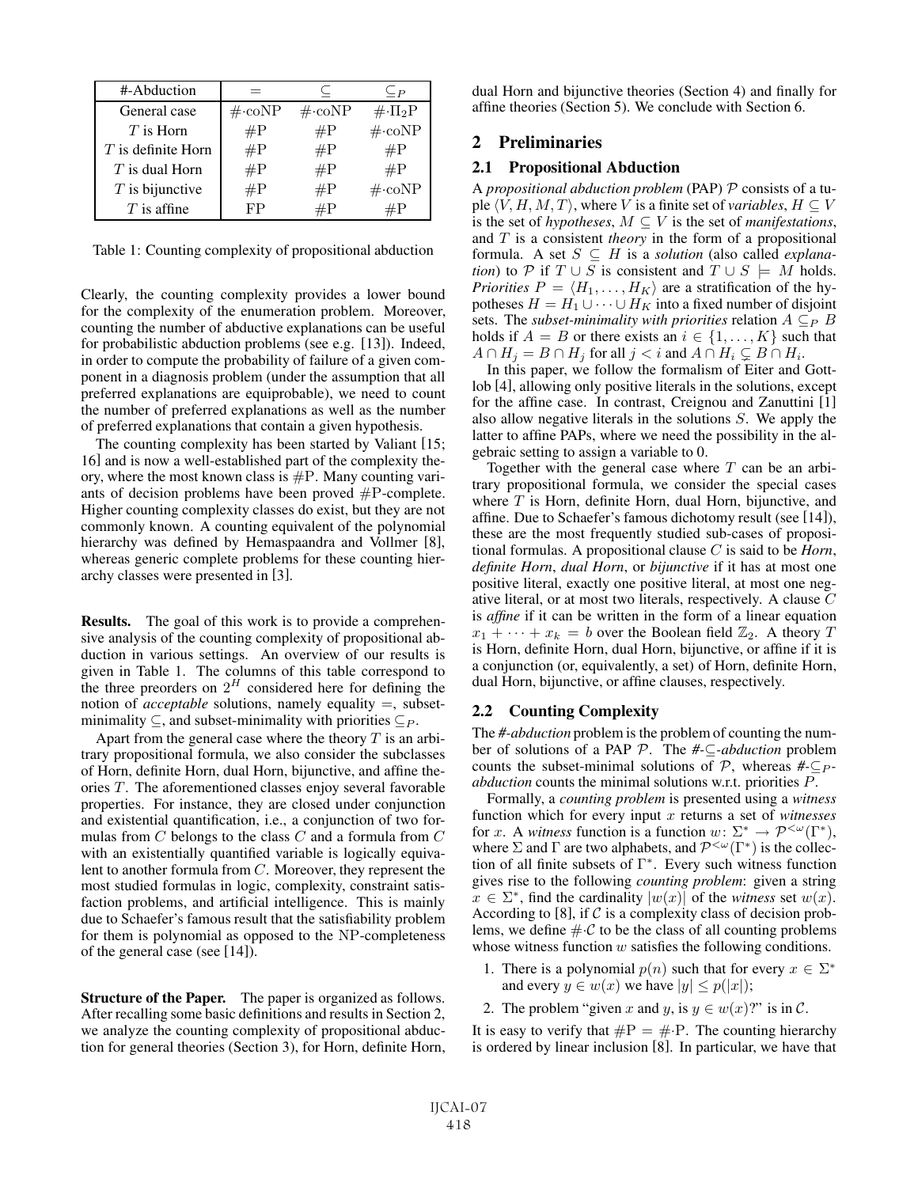| #-Abduction | $=$ | $\subseteq$ | $\subseteq_P$ |
|---|---|---|---|
| General case | $\#\cdot$coNP | $\#\cdot$coNP | $\#\cdot\Pi_2$P |
| $T$ is Horn | #P | #P | $\#\cdot$coNP |
| $T$ is definite Horn | #P | #P | #P |
| $T$ is dual Horn | #P | #P | #P |
| $T$ is bijunctive | #P | #P | $\#\cdot$coNP |
| $T$ is affine | FP | #P | #P |

Table 1: Counting complexity of propositional abduction

Clearly, the counting complexity provides a lower bound for the complexity of the enumeration problem. Moreover, counting the number of abductive explanations can be useful for probabilistic abduction problems (see e.g. [13]). Indeed, in order to compute the probability of failure of a given component in a diagnosis problem (under the assumption that all preferred explanations are equiprobable), we need to count the number of preferred explanations as well as the number of preferred explanations that contain a given hypothesis.

The counting complexity has been started by Valiant [15; 16] and is now a well-established part of the complexity theory, where the most known class is #P. Many counting variants of decision problems have been proved #P-complete. Higher counting complexity classes do exist, but they are not commonly known. A counting equivalent of the polynomial hierarchy was defined by Hemaspaandra and Vollmer [8], whereas generic complete problems for these counting hierarchy classes were presented in [3].

**Results.** The goal of this work is to provide a comprehensive analysis of the counting complexity of propositional abduction in various settings. An overview of our results is given in Table 1. The columns of this table correspond to the three preorders on $2^H$ considered here for defining the notion of *acceptable* solutions, namely equality $=$, subset-minimality $\subseteq$, and subset-minimality with priorities $\subseteq_P$.

Apart from the general case where the theory $T$ is an arbitrary propositional formula, we also consider the subclasses of Horn, definite Horn, dual Horn, bijunctive, and affine theories $T$. The aforementioned classes enjoy several favorable properties. For instance, they are closed under conjunction and existential quantification, i.e., a conjunction of two formulas from $C$ belongs to the class $C$ and a formula from $C$ with an existentially quantified variable is logically equivalent to another formula from $C$. Moreover, they represent the most studied formulas in logic, complexity, constraint satisfaction problems, and artificial intelligence. This is mainly due to Schaefer's famous result that the satisfiability problem for them is polynomial as opposed to the NP-completeness of the general case (see [14]).

**Structure of the Paper.** The paper is organized as follows. After recalling some basic definitions and results in Section 2, we analyze the counting complexity of propositional abduction for general theories (Section 3), for Horn, definite Horn, dual Horn and bijunctive theories (Section 4) and finally for affine theories (Section 5). We conclude with Section 6.

## 2 Preliminaries

### 2.1 Propositional Abduction

A *propositional abduction problem* (PAP) $\mathcal{P}$ consists of a tuple $\langle V, H, M, T \rangle$, where $V$ is a finite set of *variables*, $H \subseteq V$ is the set of *hypotheses*, $M \subseteq V$ is the set of *manifestations*, and $T$ is a consistent *theory* in the form of a propositional formula. A set $S \subseteq H$ is a *solution* (also called *explanation*) to $\mathcal{P}$ if $T \cup S$ is consistent and $T \cup S \models M$ holds. *Priorities* $P = \langle H_1, \dots, H_K \rangle$ are a stratification of the hypotheses $H = H_1 \cup \cdots \cup H_K$ into a fixed number of disjoint sets. The *subset-minimality with priorities* relation $A \subseteq_P B$ holds if $A = B$ or there exists an $i \in \{1, \dots, K\}$ such that $A \cap H_j = B \cap H_j$ for all $j < i$ and $A \cap H_i \subsetneq B \cap H_i$.

In this paper, we follow the formalism of Eiter and Gottlob [4], allowing only positive literals in the solutions, except for the affine case. In contrast, Creignou and Zanuttini [1] also allow negative literals in the solutions $S$. We apply the latter to affine PAPs, where we need the possibility in the algebraic setting to assign a variable to 0.

Together with the general case where $T$ can be an arbitrary propositional formula, we consider the special cases where $T$ is Horn, definite Horn, dual Horn, bijunctive, and affine. Due to Schaefer's famous dichotomy result (see [14]), these are the most frequently studied sub-cases of propositional formulas. A propositional clause $C$ is said to be ***Horn***, ***definite Horn***, ***dual Horn***, or ***bijunctive*** if it has at most one positive literal, exactly one positive literal, at most one negative literal, or at most two literals, respectively. A clause $C$ is *affine* if it can be written in the form of a linear equation $x_1 + \cdots + x_k = b$ over the Boolean field $\mathbb{Z}_2$. A theory $T$ is Horn, definite Horn, dual Horn, bijunctive, or affine if it is a conjunction (or, equivalently, a set) of Horn, definite Horn, dual Horn, bijunctive, or affine clauses, respectively.

### 2.2 Counting Complexity

The ***#-abduction*** problem is the problem of counting the number of solutions of a PAP $\mathcal{P}$. The ***#-$\subseteq$-abduction*** problem counts the subset-minimal solutions of $\mathcal{P}$, whereas ***#-$\subseteq_P$-abduction*** counts the minimal solutions w.r.t. priorities $P$.

Formally, a *counting problem* is presented using a *witness* function which for every input $x$ returns a set of *witnesses* for $x$. A *witness* function is a function $w\colon \Sigma^* \to \mathcal{P}^{<\omega}(\Gamma^*)$, where $\Sigma$ and $\Gamma$ are two alphabets, and $\mathcal{P}^{<\omega}(\Gamma^*)$ is the collection of all finite subsets of $\Gamma^*$. Every such witness function gives rise to the following *counting problem*: given a string $x \in \Sigma^*$, find the cardinality $|w(x)|$ of the *witness* set $w(x)$. According to [8], if $\mathcal{C}$ is a complexity class of decision problems, we define $\#\cdot\mathcal{C}$ to be the class of all counting problems whose witness function $w$ satisfies the following conditions.

1. There is a polynomial $p(n)$ such that for every $x \in \Sigma^*$ and every $y \in w(x)$ we have $|y| \le p(|x|)$;
2. The problem "given $x$ and $y$, is $y \in w(x)$?" is in $\mathcal{C}$.

It is easy to verify that $\#\text{P} = \#\cdot\text{P}$. The counting hierarchy is ordered by linear inclusion [8]. In particular, we have that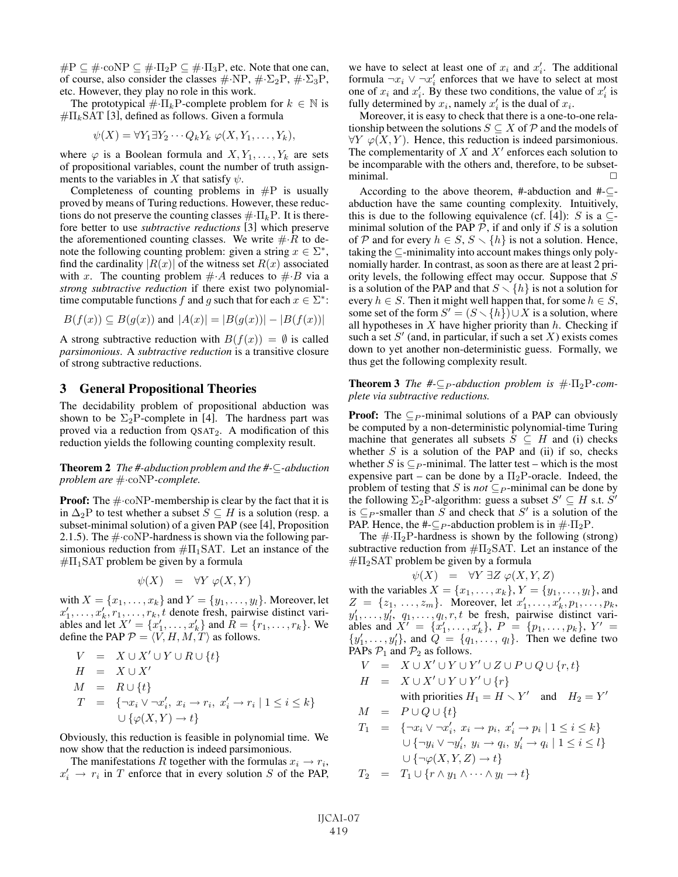$\#\mathrm{P} \subseteq \#\cdot\mathrm{coNP} \subseteq \#\cdot\Pi_2\mathrm{P} \subseteq \#\cdot\Pi_3\mathrm{P}$, etc. Note that one can, of course, also consider the classes $\#\cdot\mathrm{NP}$, $\#\cdot\Sigma_2\mathrm{P}$, $\#\cdot\Sigma_3\mathrm{P}$, etc. However, they play no role in this work.

The prototypical $\#\cdot\Pi_k\mathrm{P}$-complete problem for $k \in \mathbb{N}$ is $\#\Pi_k\mathrm{SAT}$ [3], defined as follows. Given a formula

$$\psi(X) = \forall Y_1 \exists Y_2 \cdots Q_k Y_k \ \varphi(X, Y_1, \ldots, Y_k),$$

where $\varphi$ is a Boolean formula and $X, Y_1, \ldots, Y_k$ are sets of propositional variables, count the number of truth assignments to the variables in $X$ that satisfy $\psi$.

Completeness of counting problems in $\#\mathrm{P}$ is usually proved by means of Turing reductions. However, these reductions do not preserve the counting classes $\#\cdot\Pi_k\mathrm{P}$. It is therefore better to use *subtractive reductions* [3] which preserve the aforementioned counting classes. We write $\#\cdot R$ to denote the following counting problem: given a string $x \in \Sigma^*$, find the cardinality $|R(x)|$ of the witness set $R(x)$ associated with $x$. The counting problem $\#\cdot A$ reduces to $\#\cdot B$ via a *strong subtractive reduction* if there exist two polynomial-time computable functions $f$ and $g$ such that for each $x \in \Sigma^*$:

$$B(f(x)) \subseteq B(g(x)) \text{ and } |A(x)| = |B(g(x))| - |B(f(x))|$$

A strong subtractive reduction with $B(f(x)) = \emptyset$ is called *parsimonious*. A *subtractive reduction* is a transitive closure of strong subtractive reductions.

## 3 General Propositional Theories

The decidability problem of propositional abduction was shown to be $\Sigma_2\mathrm{P}$-complete in [4]. The hardness part was proved via a reduction from $\mathrm{QSAT}_2$. A modification of this reduction yields the following counting complexity result.

**Theorem 2** *The #-abduction problem and the #-$\subseteq$-abduction problem are $\#\cdot\mathrm{coNP}$-complete.*

**Proof:** The $\#\cdot\mathrm{coNP}$-membership is clear by the fact that it is in $\Delta_2\mathrm{P}$ to test whether a subset $S \subseteq H$ is a solution (resp. a subset-minimal solution) of a given PAP (see [4], Proposition 2.1.5). The $\#\cdot\mathrm{coNP}$-hardness is shown via the following parsimonious reduction from $\#\Pi_1\mathrm{SAT}$. Let an instance of the $\#\Pi_1\mathrm{SAT}$ problem be given by a formula

$$\psi(X) \quad = \quad \forall Y \ \varphi(X, Y)$$

with $X = \{x_1, \ldots, x_k\}$ and $Y = \{y_1, \ldots, y_l\}$. Moreover, let $x'_1, \ldots, x'_k, r_1, \ldots, r_k, t$ denote fresh, pairwise distinct variables and let $X' = \{x'_1, \ldots, x'_k\}$ and $R = \{r_1, \ldots, r_k\}$. We define the PAP $\mathcal{P} = \langle V, H, M, T \rangle$ as follows.

$$\begin{aligned}
V &= X \cup X' \cup Y \cup R \cup \{t\} \\
H &= X \cup X' \\
M &= R \cup \{t\} \\
T &= \{\neg x_i \vee \neg x'_i,\ x_i \rightarrow r_i,\ x'_i \rightarrow r_i \mid 1 \leq i \leq k\} \\
&\quad \cup \{\varphi(X, Y) \rightarrow t\}
\end{aligned}$$

Obviously, this reduction is feasible in polynomial time. We now show that the reduction is indeed parsimonious.

The manifestations $R$ together with the formulas $x_i \rightarrow r_i$, $x'_i \rightarrow r_i$ in $T$ enforce that in every solution $S$ of the PAP, we have to select at least one of $x_i$ and $x'_i$. The additional formula $\neg x_i \vee \neg x'_i$ enforces that we have to select at most one of $x_i$ and $x'_i$. By these two conditions, the value of $x'_i$ is fully determined by $x_i$, namely $x'_i$ is the dual of $x_i$.

Moreover, it is easy to check that there is a one-to-one relationship between the solutions $S \subseteq X$ of $\mathcal{P}$ and the models of $\forall Y \ \varphi(X, Y)$. Hence, this reduction is indeed parsimonious. The complementarity of $X$ and $X'$ enforces each solution to be incomparable with the others and, therefore, to be subset-minimal. $\square$

According to the above theorem, #-abduction and #-$\subseteq$-abduction have the same counting complexity. Intuitively, this is due to the following equivalence (cf. [4]): $S$ is a $\subseteq$-minimal solution of the PAP $\mathcal{P}$, if and only if $S$ is a solution of $\mathcal{P}$ and for every $h \in S$, $S \setminus \{h\}$ is not a solution. Hence, taking the $\subseteq$-minimality into account makes things only polynomially harder. In contrast, as soon as there are at least 2 priority levels, the following effect may occur. Suppose that $S$ is a solution of the PAP and that $S \setminus \{h\}$ is not a solution for every $h \in S$. Then it might well happen that, for some $h \in S$, some set of the form $S' = (S \setminus \{h\}) \cup X$ is a solution, where all hypotheses in $X$ have higher priority than $h$. Checking if such a set $S'$ (and, in particular, if such a set $X$) exists comes down to yet another non-deterministic guess. Formally, we thus get the following complexity result.

**Theorem 3** *The #-$\subseteq_P$-abduction problem is $\#\cdot\Pi_2\mathrm{P}$-complete via subtractive reductions.*

**Proof:** The $\subseteq_P$-minimal solutions of a PAP can obviously be computed by a non-deterministic polynomial-time Turing machine that generates all subsets $S \subseteq H$ and (i) checks whether $S$ is a solution of the PAP and (ii) if so, checks whether $S$ is $\subseteq_P$-minimal. The latter test – which is the most expensive part – can be done by a $\Pi_2\mathrm{P}$-oracle. Indeed, the problem of testing that $S$ is *not* $\subseteq_P$-minimal can be done by the following $\Sigma_2\mathrm{P}$-algorithm: guess a subset $S' \subseteq H$ s.t. $S'$ is $\subseteq_P$-smaller than $S$ and check that $S'$ is a solution of the PAP. Hence, the #-$\subseteq_P$-abduction problem is in $\#\cdot\Pi_2\mathrm{P}$.

The $\#\cdot\Pi_2\mathrm{P}$-hardness is shown by the following (strong) subtractive reduction from $\#\Pi_2\mathrm{SAT}$. Let an instance of the $\#\Pi_2\mathrm{SAT}$ problem be given by a formula

$$\psi(X) \quad = \quad \forall Y \ \exists Z \ \varphi(X, Y, Z)$$

with the variables $X = \{x_1, \ldots, x_k\}$, $Y = \{y_1, \ldots, y_l\}$, and $Z = \{z_1, \ldots, z_m\}$. Moreover, let $x'_1, \ldots, x'_k, p_1, \ldots, p_k$, $y'_1, \ldots, y'_l, q_1, \ldots, q_l, r, t$ be fresh, pairwise distinct variables and $X' = \{x'_1, \ldots, x'_k\}$, $P = \{p_1, \ldots, p_k\}$, $Y' = \{y'_1, \ldots, y'_l\}$, and $Q = \{q_1, \ldots, q_l\}$. Then we define two PAPs $\mathcal{P}_1$ and $\mathcal{P}_2$ as follows.

$$\begin{aligned}
V &= X \cup X' \cup Y \cup Y' \cup Z \cup P \cup Q \cup \{r, t\} \\
H &= X \cup X' \cup Y \cup Y' \cup \{r\} \\
&\quad \text{with priorities } H_1 = H \setminus Y' \quad \text{and} \quad H_2 = Y' \\
M &= P \cup Q \cup \{t\} \\
T_1 &= \{\neg x_i \vee \neg x'_i,\ x_i \rightarrow p_i,\ x'_i \rightarrow p_i \mid 1 \leq i \leq k\} \\
&\quad \cup \{\neg y_i \vee \neg y'_i,\ y_i \rightarrow q_i,\ y'_i \rightarrow q_i \mid 1 \leq i \leq l\} \\
&\quad \cup \{\neg\varphi(X, Y, Z) \rightarrow t\} \\
T_2 &= T_1 \cup \{r \wedge y_1 \wedge \cdots \wedge y_l \rightarrow t\}
\end{aligned}$$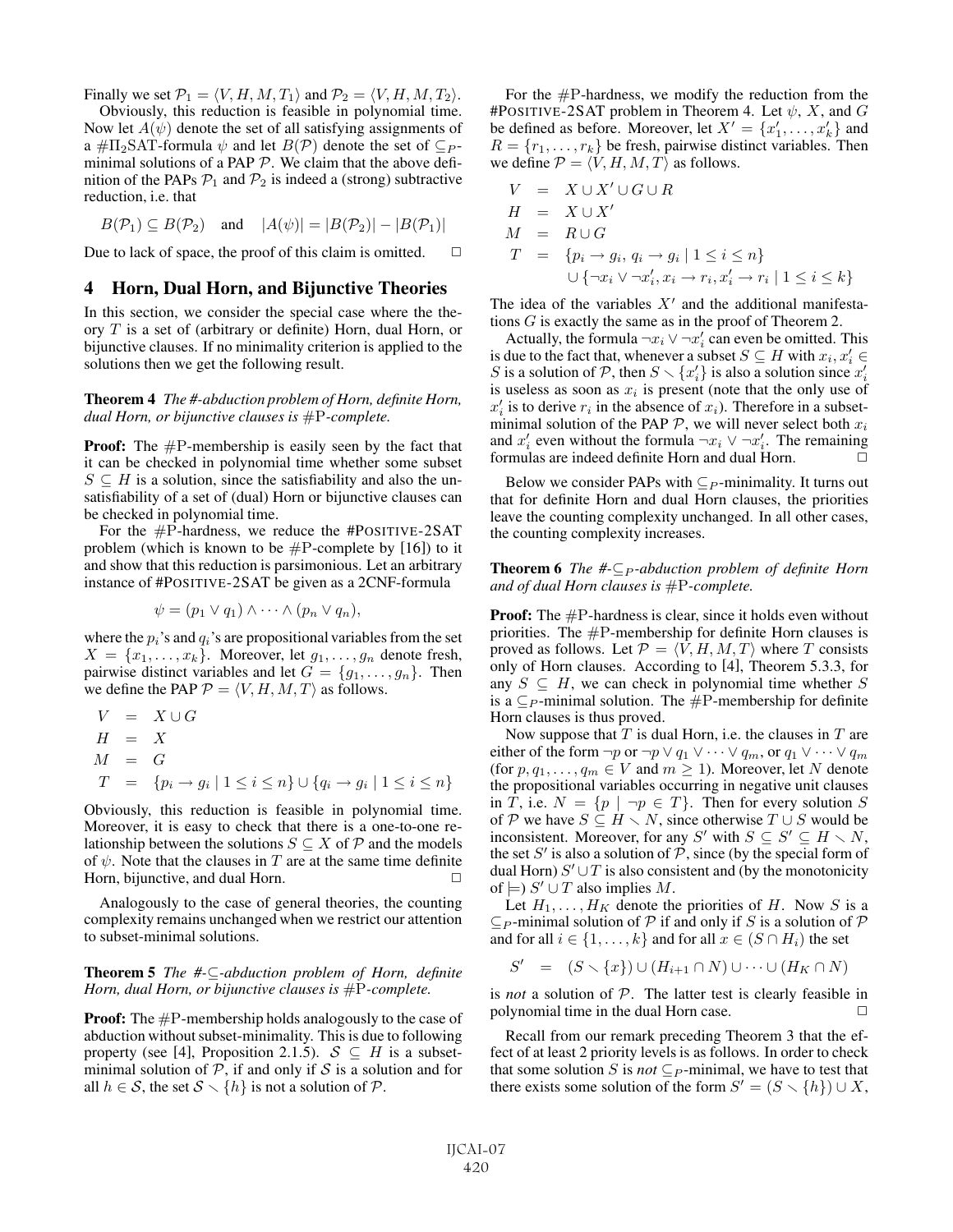Finally we set $\mathcal{P}_1 = \langle V, H, M, T_1 \rangle$ and $\mathcal{P}_2 = \langle V, H, M, T_2 \rangle$.

Obviously, this reduction is feasible in polynomial time. Now let $A(\psi)$ denote the set of all satisfying assignments of a $\#\Pi_2$SAT-formula $\psi$ and let $B(\mathcal{P})$ denote the set of $\subseteq_P$-minimal solutions of a PAP $\mathcal{P}$. We claim that the above definition of the PAPs $\mathcal{P}_1$ and $\mathcal{P}_2$ is indeed a (strong) subtractive reduction, i.e. that

$$B(\mathcal{P}_1) \subseteq B(\mathcal{P}_2) \quad \text{and} \quad |A(\psi)| = |B(\mathcal{P}_2)| - |B(\mathcal{P}_1)|$$

Due to lack of space, the proof of this claim is omitted. $\Box$

## 4 Horn, Dual Horn, and Bijunctive Theories

In this section, we consider the special case where the theory $T$ is a set of (arbitrary or definite) Horn, dual Horn, or bijunctive clauses. If no minimality criterion is applied to the solutions then we get the following result.

**Theorem 4** *The #-abduction problem of Horn, definite Horn, dual Horn, or bijunctive clauses is* $\#\mathrm{P}$*-complete.*

**Proof:** The $\#\mathrm{P}$-membership is easily seen by the fact that it can be checked in polynomial time whether some subset $S \subseteq H$ is a solution, since the satisfiability and also the unsatisfiability of a set of (dual) Horn or bijunctive clauses can be checked in polynomial time.

For the $\#\mathrm{P}$-hardness, we reduce the #POSITIVE-2SAT problem (which is known to be $\#\mathrm{P}$-complete by [16]) to it and show that this reduction is parsimonious. Let an arbitrary instance of #POSITIVE-2SAT be given as a 2CNF-formula

$$\psi = (p_1 \lor q_1) \land \cdots \land (p_n \lor q_n),$$

where the $p_i$'s and $q_i$'s are propositional variables from the set $X = \{x_1, \ldots, x_k\}$. Moreover, let $g_1, \ldots, g_n$ denote fresh, pairwise distinct variables and let $G = \{g_1, \ldots, g_n\}$. Then we define the PAP $\mathcal{P} = \langle V, H, M, T \rangle$ as follows.

$$\begin{aligned}
V &= X \cup G \\
H &= X \\
M &= G \\
T &= \{p_i \to g_i \mid 1 \le i \le n\} \cup \{q_i \to g_i \mid 1 \le i \le n\}
\end{aligned}$$

Obviously, this reduction is feasible in polynomial time. Moreover, it is easy to check that there is a one-to-one relationship between the solutions $S \subseteq X$ of $\mathcal{P}$ and the models of $\psi$. Note that the clauses in $T$ are at the same time definite Horn, bijunctive, and dual Horn. $\Box$

Analogously to the case of general theories, the counting complexity remains unchanged when we restrict our attention to subset-minimal solutions.

**Theorem 5** *The #-$\subseteq$-abduction problem of Horn, definite Horn, dual Horn or bijunctive clauses is* $\#\mathrm{P}$*-complete.*

**Proof:** The $\#\mathrm{P}$-membership holds analogously to the case of abduction without subset-minimality. This is due to following property (see [4], Proposition 2.1.5). $\mathcal{S} \subseteq H$ is a subset-minimal solution of $\mathcal{P}$, if and only if $\mathcal{S}$ is a solution and for all $h \in \mathcal{S}$, the set $\mathcal{S} \smallsetminus \{h\}$ is not a solution of $\mathcal{P}$.

For the $\#\mathrm{P}$-hardness, we modify the reduction from the #POSITIVE-2SAT problem in Theorem 4. Let $\psi$, $X$, and $G$ be defined as before. Moreover, let $X' = \{x'_1, \ldots, x'_k\}$ and $R = \{r_1, \ldots, r_k\}$ be fresh, pairwise distinct variables. Then we define $\mathcal{P} = \langle V, H, M, T \rangle$ as follows.

$$\begin{aligned}
V &= X \cup X' \cup G \cup R \\
H &= X \cup X' \\
M &= R \cup G \\
T &= \{p_i \to g_i,\ q_i \to g_i \mid 1 \le i \le n\} \\
&\quad \cup \{\neg x_i \lor \neg x'_i,\ x_i \to r_i,\ x'_i \to r_i \mid 1 \le i \le k\}
\end{aligned}$$

The idea of the variables $X'$ and the additional manifestations $G$ is exactly the same as in the proof of Theorem 2.

Actually, the formula $\neg x_i \lor \neg x'_i$ can even be omitted. This is due to the fact that, whenever a subset $S \subseteq H$ with $x_i, x'_i \in S$ is a solution of $\mathcal{P}$, then $S \smallsetminus \{x'_i\}$ is also a solution since $x'_i$ is useless as soon as $x_i$ is present (note that the only use of $x'_i$ is to derive $r_i$ in the absence of $x_i$). Therefore in a subset-minimal solution of the PAP $\mathcal{P}$, we will never select both $x_i$ and $x'_i$ even without the formula $\neg x_i \lor \neg x'_i$. The remaining formulas are indeed definite Horn and dual Horn. $\Box$

Below we consider PAPs with $\subseteq_P$-minimality. It turns out that for definite Horn and dual Horn clauses, the priorities leave the counting complexity unchanged. In all other cases, the counting complexity increases.

**Theorem 6** *The #-$\subseteq_P$-abduction problem of definite Horn and of dual Horn clauses is* $\#\mathrm{P}$*-complete.*

**Proof:** The $\#\mathrm{P}$-hardness is clear, since it holds even without priorities. The $\#\mathrm{P}$-membership for definite Horn clauses is proved as follows. Let $\mathcal{P} = \langle V, H, M, T \rangle$ where $T$ consists only of Horn clauses. According to [4], Theorem 5.3.3, for any $S \subseteq H$, we can check in polynomial time whether $S$ is a $\subseteq_P$-minimal solution. The $\#\mathrm{P}$-membership for definite Horn clauses is thus proved.

Now suppose that $T$ is dual Horn, i.e. the clauses in $T$ are either of the form $\neg p$ or $\neg p \lor q_1 \lor \cdots \lor q_m$, or $q_1 \lor \cdots \lor q_m$ (for $p, q_1, \ldots, q_m \in V$ and $m \ge 1$). Moreover, let $N$ denote the propositional variables occurring in negative unit clauses in $T$, i.e. $N = \{p \mid \neg p \in T\}$. Then for every solution $S$ of $\mathcal{P}$ we have $S \subseteq H \smallsetminus N$, since otherwise $T \cup S$ would be inconsistent. Moreover, for any $S'$ with $S \subseteq S' \subseteq H \smallsetminus N$, the set $S'$ is also a solution of $\mathcal{P}$, since (by the special form of dual Horn) $S' \cup T$ is also consistent and (by the monotonicity of $\models$) $S' \cup T$ also implies $M$.

Let $H_1, \ldots, H_K$ denote the priorities of $H$. Now $S$ is a $\subseteq_P$-minimal solution of $\mathcal{P}$ if and only if $S$ is a solution of $\mathcal{P}$ and for all $i \in \{1, \ldots, k\}$ and for all $x \in (S \cap H_i)$ the set

$$S' \;=\; (S \smallsetminus \{x\}) \cup (H_{i+1} \cap N) \cup \cdots \cup (H_K \cap N)$$

is *not* a solution of $\mathcal{P}$. The latter test is clearly feasible in polynomial time in the dual Horn case. $\Box$

Recall from our remark preceding Theorem 3 that the effect of at least 2 priority levels is as follows. In order to check that some solution $S$ is *not* $\subseteq_P$-minimal, we have to test that there exists some solution of the form $S' = (S \smallsetminus \{h\}) \cup X$,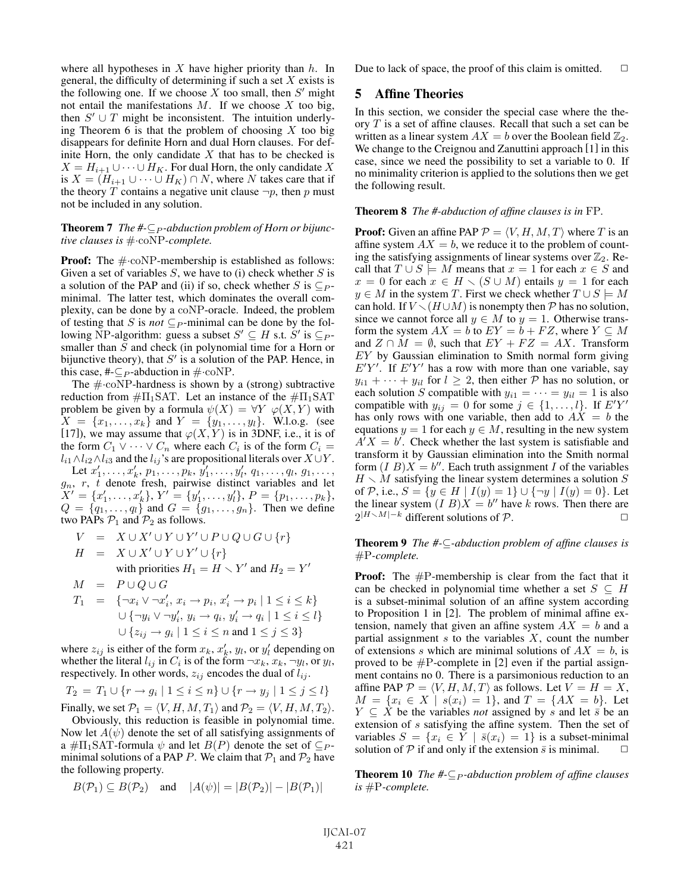where all hypotheses in $X$ have higher priority than $h$. In general, the difficulty of determining if such a set $X$ exists is the following one. If we choose $X$ too small, then $S'$ might not entail the manifestations $M$. If we choose $X$ too big, then $S' \cup T$ might be inconsistent. The intuition underlying Theorem 6 is that the problem of choosing $X$ too big disappears for definite Horn and dual Horn clauses. For definite Horn, the only candidate $X$ that has to be checked is $X = H_{i+1} \cup \cdots \cup H_K$. For dual Horn, the only candidate $X$ is $X = (H_{i+1} \cup \cdots \cup H_K) \cap N$, where $N$ takes care that if the theory $T$ contains a negative unit clause $\neg p$, then $p$ must not be included in any solution.

**Theorem 7** *The #-$\subseteq_P$-abduction problem of Horn or bijunctive clauses is $\#\cdot$coNP-complete.*

**Proof:** The $\#\cdot$coNP-membership is established as follows: Given a set of variables $S$, we have to (i) check whether $S$ is a solution of the PAP and (ii) if so, check whether $S$ is $\subseteq_P$-minimal. The latter test, which dominates the overall complexity, can be done by a coNP-oracle. Indeed, the problem of testing that $S$ is *not* $\subseteq_P$-minimal can be done by the following NP-algorithm: guess a subset $S' \subseteq H$ s.t. $S'$ is $\subseteq_P$-smaller than $S$ and check (in polynomial time for a Horn or bijunctive theory), that $S'$ is a solution of the PAP. Hence, in this case, #-$\subseteq_P$-abduction in $\#\cdot$coNP.

The $\#\cdot$coNP-hardness is shown by a (strong) subtractive reduction from $\#\Pi_1$SAT. Let an instance of the $\#\Pi_1$SAT problem be given by a formula $\psi(X) = \forall Y \ \varphi(X, Y)$ with $X = \{x_1, \ldots, x_k\}$ and $Y = \{y_1, \ldots, y_l\}$. W.l.o.g. (see [17]), we may assume that $\varphi(X, Y)$ is in 3DNF, i.e., it is of the form $C_1 \vee \cdots \vee C_n$ where each $C_i$ is of the form $C_i = l_{i1} \wedge l_{i2} \wedge l_{i3}$ and the $l_{ij}$'s are propositional literals over $X \cup Y$.

Let $x'_1, \ldots, x'_k$, $p_1, \ldots, p_k$, $y'_1, \ldots, y'_l$, $q_1, \ldots, q_l$, $g_1, \ldots, g_n$, $r$, $t$ denote fresh, pairwise distinct variables and let $X' = \{x'_1, \ldots, x'_k\}$, $Y' = \{y'_1, \ldots, y'_l\}$, $P = \{p_1, \ldots, p_k\}$, $Q = \{q_1, \ldots, q_l\}$ and $G = \{g_1, \ldots, g_n\}$. Then we define two PAPs $\mathcal{P}_1$ and $\mathcal{P}_2$ as follows.

$$
\begin{aligned}
V &= X \cup X' \cup Y \cup Y' \cup P \cup Q \cup G \cup \{r\} \\
H &= X \cup X' \cup Y \cup Y' \cup \{r\} \\
&\quad \text{with priorities } H_1 = H \smallsetminus Y' \text{ and } H_2 = Y' \\
M &= P \cup Q \cup G \\
T_1 &= \{\neg x_i \vee \neg x'_i,\ x_i \rightarrow p_i,\ x'_i \rightarrow p_i \mid 1 \leq i \leq k\} \\
&\quad \cup \{\neg y_i \vee \neg y'_i,\ y_i \rightarrow q_i,\ y'_i \rightarrow q_i \mid 1 \leq i \leq l\} \\
&\quad \cup \{z_{ij} \rightarrow g_i \mid 1 \leq i \leq n \text{ and } 1 \leq j \leq 3\}
\end{aligned}
$$

where $z_{ij}$ is either of the form $x_k$, $x'_k$, $y_l$, or $y'_l$ depending on whether the literal $l_{ij}$ in $C_i$ is of the form $\neg x_k$, $x_k$, $\neg y_l$, or $y_l$, respectively. In other words, $z_{ij}$ encodes the dual of $l_{ij}$.

$$T_2 = T_1 \cup \{r \rightarrow g_i \mid 1 \leq i \leq n\} \cup \{r \rightarrow y_j \mid 1 \leq j \leq l\}$$

Finally, we set $\mathcal{P}_1 = \langle V, H, M, T_1 \rangle$ and $\mathcal{P}_2 = \langle V, H, M, T_2 \rangle$.

Obviously, this reduction is feasible in polynomial time. Now let $A(\psi)$ denote the set of all satisfying assignments of a $\#\Pi_1$SAT-formula $\psi$ and let $B(P)$ denote the set of $\subseteq_P$-minimal solutions of a PAP $P$. We claim that $\mathcal{P}_1$ and $\mathcal{P}_2$ have the following property.

$$B(\mathcal{P}_1) \subseteq B(\mathcal{P}_2) \quad \text{and} \quad |A(\psi)| = |B(\mathcal{P}_2)| - |B(\mathcal{P}_1)|$$

Due to lack of space, the proof of this claim is omitted. $\square$

## 5 Affine Theories

In this section, we consider the special case where the theory $T$ is a set of affine clauses. Recall that such a set can be written as a linear system $AX = b$ over the Boolean field $\mathbb{Z}_2$. We change to the Creignou and Zanuttini approach [1] in this case, since we need the possibility to set a variable to 0. If no minimality criterion is applied to the solutions then we get the following result.

**Theorem 8** *The #-abduction of affine clauses is in* FP*.*

**Proof:** Given an affine PAP $\mathcal{P} = \langle V, H, M, T \rangle$ where $T$ is an affine system $AX = b$, we reduce it to the problem of counting the satisfying assignments of linear systems over $\mathbb{Z}_2$. Recall that $T \cup S \models M$ means that $x = 1$ for each $x \in S$ and $x = 0$ for each $x \in H \smallsetminus (S \cup M)$ entails $y = 1$ for each $y \in M$ in the system $T$. First we check whether $T \cup S \models M$ can hold. If $V \smallsetminus (H \cup M)$ is nonempty then $\mathcal{P}$ has no solution, since we cannot force all $y \in M$ to $y = 1$. Otherwise transform the system $AX = b$ to $EY = b + FZ$, where $Y \subseteq M$ and $Z \cap M = \emptyset$, such that $EY + FZ = AX$. Transform $EY$ by Gaussian elimination to Smith normal form giving $E'Y'$. If $E'Y'$ has a row with more than one variable, say $y_{i1} + \cdots + y_{il}$ for $l \geq 2$, then either $\mathcal{P}$ has no solution, or each solution $S$ compatible with $y_{i1} = \cdots = y_{il} = 1$ is also compatible with $y_{ij} = 0$ for some $j \in \{1, \ldots, l\}$. If $E'Y'$ has only rows with one variable, then add to $AX = b$ the equations $y = 1$ for each $y \in M$, resulting in the new system $A'X = b'$. Check whether the last system is satisfiable and transform it by Gaussian elimination into the Smith normal form $(I\ B)X = b''$. Each truth assignment $I$ of the variables $H \smallsetminus M$ satisfying the linear system determines a solution $S$ of $\mathcal{P}$, i.e., $S = \{y \in H \mid I(y) = 1\} \cup \{\neg y \mid I(y) = 0\}$. Let the linear system $(I\ B)X = b''$ have $k$ rows. Then there are $2^{|H \smallsetminus M| - k}$ different solutions of $\mathcal{P}$. $\square$

**Theorem 9** *The #-$\subseteq$-abduction problem of affine clauses is #P-complete.*

**Proof:** The #P-membership is clear from the fact that it can be checked in polynomial time whether a set $S \subseteq H$ is a subset-minimal solution of an affine system according to Proposition 1 in [2]. The problem of minimal affine extension, namely that given an affine system $AX = b$ and a partial assignment $s$ to the variables $X$, count the number of extensions $s$ which are minimal solutions of $AX = b$, is proved to be #P-complete in [2] even if the partial assignment contains no 0. There is a parsimonious reduction to an affine PAP $\mathcal{P} = \langle V, H, M, T \rangle$ as follows. Let $V = H = X$, $M = \{x_i \in X \mid s(x_i) = 1\}$, and $T = \{AX = b\}$. Let $Y \subseteq X$ be the variables *not* assigned by $s$ and let $\bar{s}$ be an extension of $s$ satisfying the affine system. Then the set of variables $S = \{x_i \in Y \mid \bar{s}(x_i) = 1\}$ is a subset-minimal solution of $\mathcal{P}$ if and only if the extension $\bar{s}$ is minimal. $\square$

**Theorem 10** *The #-$\subseteq_P$-abduction problem of affine clauses is #P-complete.*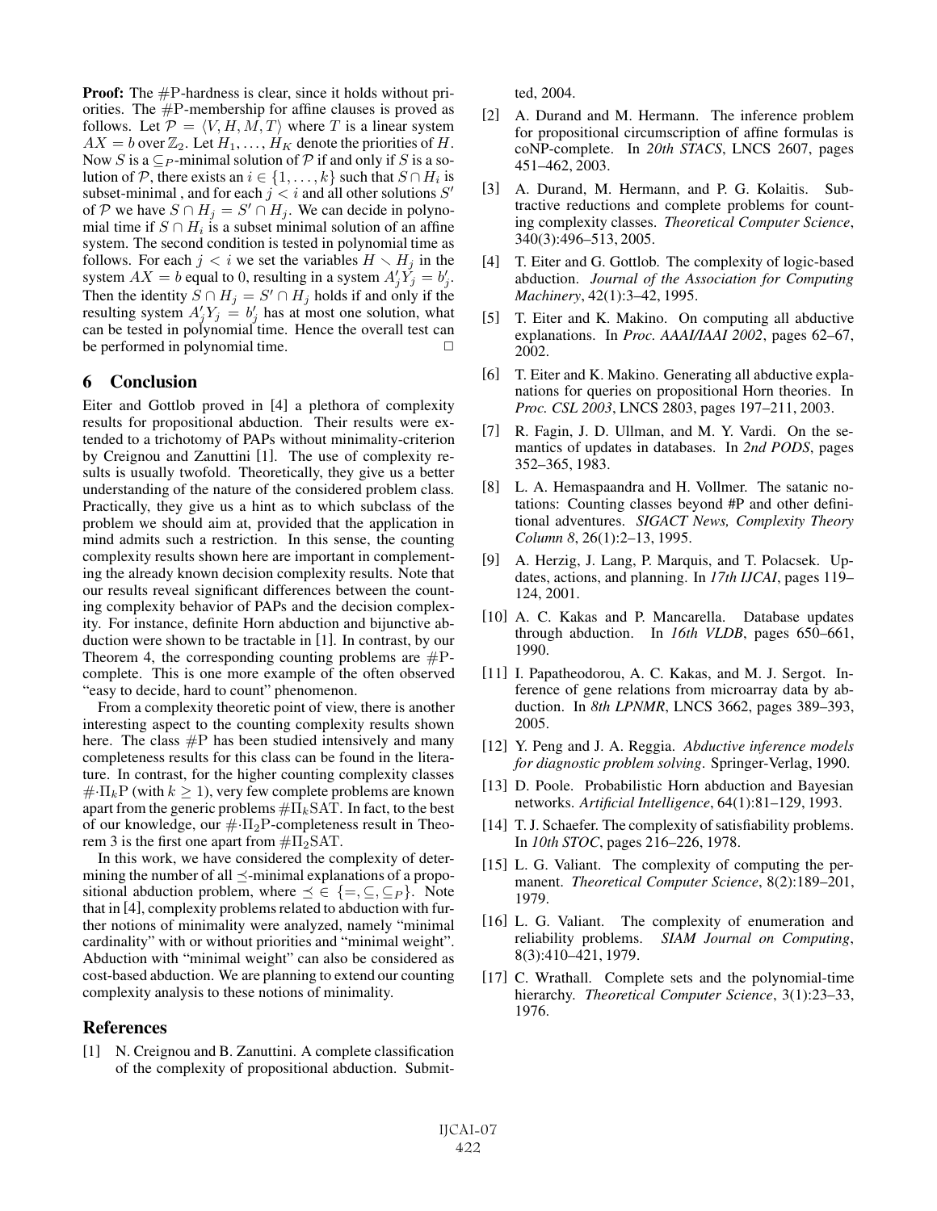**Proof:** The $\#$P-hardness is clear, since it holds without priorities. The $\#$P-membership for affine clauses is proved as follows. Let $\mathcal{P} = \langle V, H, M, T\rangle$ where $T$ is a linear system $AX = b$ over $\mathbb{Z}_2$. Let $H_1, \ldots, H_K$ denote the priorities of $H$. Now $S$ is a $\subseteq_P$-minimal solution of $\mathcal{P}$ if and only if $S$ is a solution of $\mathcal{P}$, there exists an $i \in \{1, \ldots, k\}$ such that $S \cap H_i$ is subset-minimal , and for each $j < i$ and all other solutions $S'$ of $\mathcal{P}$ we have $S \cap H_j = S' \cap H_j$. We can decide in polynomial time if $S \cap H_i$ is a subset minimal solution of an affine system. The second condition is tested in polynomial time as follows. For each $j < i$ we set the variables $H \smallsetminus H_j$ in the system $AX = b$ equal to 0, resulting in a system $A'_j Y_j = b'_j$. Then the identity $S \cap H_j = S' \cap H_j$ holds if and only if the resulting system $A'_j Y_j = b'_j$ has at most one solution, what can be tested in polynomial time. Hence the overall test can be performed in polynomial time. □

## 6 Conclusion

Eiter and Gottlob proved in [4] a plethora of complexity results for propositional abduction. Their results were extended to a trichotomy of PAPs without minimality-criterion by Creignou and Zanuttini [1]. The use of complexity results is usually twofold. Theoretically, they give us a better understanding of the nature of the considered problem class. Practically, they give us a hint as to which subclass of the problem we should aim at, provided that the application in mind admits such a restriction. In this sense, the counting complexity results shown here are important in complementing the already known decision complexity results. Note that our results reveal significant differences between the counting complexity behavior of PAPs and the decision complexity. For instance, definite Horn abduction and bijunctive abduction were shown to be tractable in [1]. In contrast, by our Theorem 4, the corresponding counting problems are $\#$P-complete. This is one more example of the often observed "easy to decide, hard to count" phenomenon.

From a complexity theoretic point of view, there is another interesting aspect to the counting complexity results shown here. The class $\#$P has been studied intensively and many completeness results for this class can be found in the literature. In contrast, for the higher counting complexity classes $\#\cdot\Pi_k$P (with $k \geq 1$), very few complete problems are known apart from the generic problems $\#\Pi_k$SAT. In fact, to the best of our knowledge, our $\#\cdot\Pi_2$P-completeness result in Theorem 3 is the first one apart from $\#\Pi_2$SAT.

In this work, we have considered the complexity of determining the number of all $\preceq$-minimal explanations of a propositional abduction problem, where $\preceq \in \{=, \subseteq, \subseteq_P\}$. Note that in [4], complexity problems related to abduction with further notions of minimality were analyzed, namely "minimal cardinality" with or without priorities and "minimal weight". Abduction with "minimal weight" can also be considered as cost-based abduction. We are planning to extend our counting complexity analysis to these notions of minimality.

## References

[1] N. Creignou and B. Zanuttini. A complete classification of the complexity of propositional abduction. Submitted, 2004.

[2] A. Durand and M. Hermann. The inference problem for propositional circumscription of affine formulas is coNP-complete. In *20th STACS*, LNCS 2607, pages 451–462, 2003.

[3] A. Durand, M. Hermann, and P. G. Kolaitis. Subtractive reductions and complete problems for counting complexity classes. *Theoretical Computer Science*, 340(3):496–513, 2005.

[4] T. Eiter and G. Gottlob. The complexity of logic-based abduction. *Journal of the Association for Computing Machinery*, 42(1):3–42, 1995.

[5] T. Eiter and K. Makino. On computing all abductive explanations. In *Proc. AAAI/IAAI 2002*, pages 62–67, 2002.

[6] T. Eiter and K. Makino. Generating all abductive explanations for queries on propositional Horn theories. In *Proc. CSL 2003*, LNCS 2803, pages 197–211, 2003.

[7] R. Fagin, J. D. Ullman, and M. Y. Vardi. On the semantics of updates in databases. In *2nd PODS*, pages 352–365, 1983.

[8] L. A. Hemaspaandra and H. Vollmer. The satanic notations: Counting classes beyond #P and other definitional adventures. *SIGACT News, Complexity Theory Column 8*, 26(1):2–13, 1995.

[9] A. Herzig, J. Lang, P. Marquis, and T. Polacsek. Updates, actions, and planning. In *17th IJCAI*, pages 119–124, 2001.

[10] A. C. Kakas and P. Mancarella. Database updates through abduction. In *16th VLDB*, pages 650–661, 1990.

[11] I. Papatheodorou, A. C. Kakas, and M. J. Sergot. Inference of gene relations from microarray data by abduction. In *8th LPNMR*, LNCS 3662, pages 389–393, 2005.

[12] Y. Peng and J. A. Reggia. *Abductive inference models for diagnostic problem solving*. Springer-Verlag, 1990.

[13] D. Poole. Probabilistic Horn abduction and Bayesian networks. *Artificial Intelligence*, 64(1):81–129, 1993.

[14] T. J. Schaefer. The complexity of satisfiability problems. In *10th STOC*, pages 216–226, 1978.

[15] L. G. Valiant. The complexity of computing the permanent. *Theoretical Computer Science*, 8(2):189–201, 1979.

[16] L. G. Valiant. The complexity of enumeration and reliability problems. *SIAM Journal on Computing*, 8(3):410–421, 1979.

[17] C. Wrathall. Complete sets and the polynomial-time hierarchy. *Theoretical Computer Science*, 3(1):23–33, 1976.